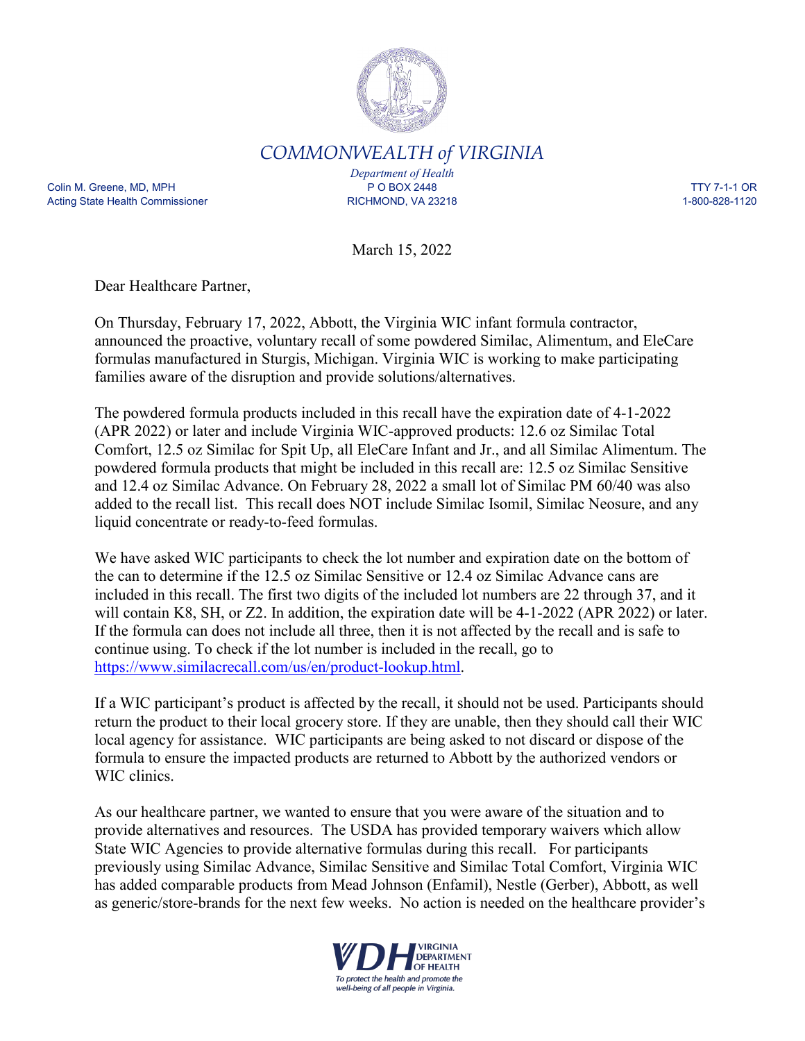# COMMONWEALTH of VIRGINIA

*Department of Health*

Colin M. Greene, MD, MPH
Acting State Health Commissioner

P O BOX 2448
RICHMOND, VA 23218

TTY 7-1-1 OR
1-800-828-1120

March 15, 2022

Dear Healthcare Partner,

On Thursday, February 17, 2022, Abbott, the Virginia WIC infant formula contractor, announced the proactive, voluntary recall of some powdered Similac, Alimentum, and EleCare formulas manufactured in Sturgis, Michigan. Virginia WIC is working to make participating families aware of the disruption and provide solutions/alternatives.

The powdered formula products included in this recall have the expiration date of 4-1-2022 (APR 2022) or later and include Virginia WIC-approved products: 12.6 oz Similac Total Comfort, 12.5 oz Similac for Spit Up, all EleCare Infant and Jr., and all Similac Alimentum. The powdered formula products that might be included in this recall are: 12.5 oz Similac Sensitive and 12.4 oz Similac Advance. On February 28, 2022 a small lot of Similac PM 60/40 was also added to the recall list. This recall does NOT include Similac Isomil, Similac Neosure, and any liquid concentrate or ready-to-feed formulas.

We have asked WIC participants to check the lot number and expiration date on the bottom of the can to determine if the 12.5 oz Similac Sensitive or 12.4 oz Similac Advance cans are included in this recall. The first two digits of the included lot numbers are 22 through 37, and it will contain K8, SH, or Z2. In addition, the expiration date will be 4-1-2022 (APR 2022) or later. If the formula can does not include all three, then it is not affected by the recall and is safe to continue using. To check if the lot number is included in the recall, go to https://www.similacrecall.com/us/en/product-lookup.html.

If a WIC participant's product is affected by the recall, it should not be used. Participants should return the product to their local grocery store. If they are unable, then they should call their WIC local agency for assistance. WIC participants are being asked to not discard or dispose of the formula to ensure the impacted products are returned to Abbott by the authorized vendors or WIC clinics.

As our healthcare partner, we wanted to ensure that you were aware of the situation and to provide alternatives and resources. The USDA has provided temporary waivers which allow State WIC Agencies to provide alternative formulas during this recall. For participants previously using Similac Advance, Similac Sensitive and Similac Total Comfort, Virginia WIC has added comparable products from Mead Johnson (Enfamil), Nestle (Gerber), Abbott, as well as generic/store-brands for the next few weeks. No action is needed on the healthcare provider's

VDH VIRGINIA DEPARTMENT OF HEALTH
*To protect the health and promote the well-being of all people in Virginia.*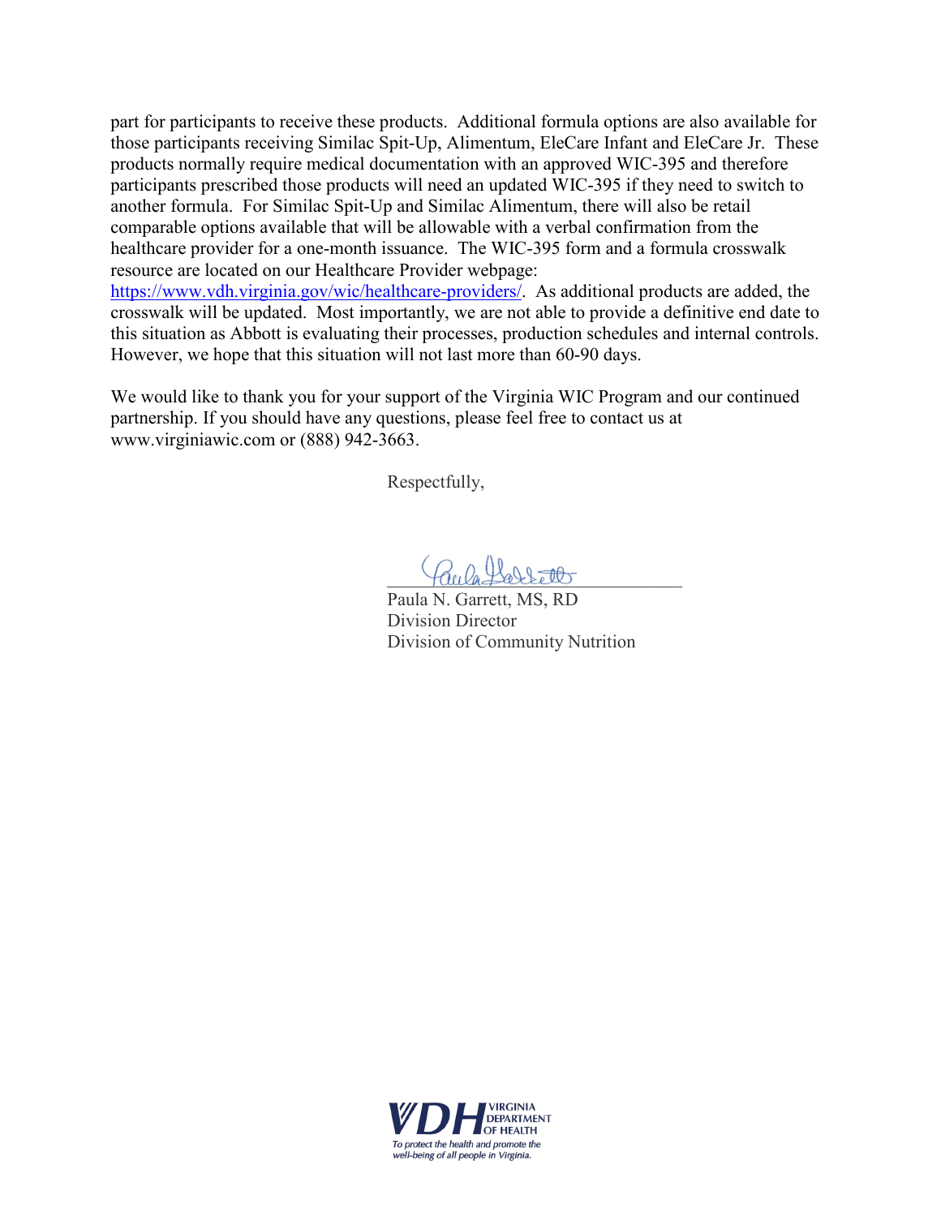part for participants to receive these products. Additional formula options are also available for those participants receiving Similac Spit-Up, Alimentum, EleCare Infant and EleCare Jr. These products normally require medical documentation with an approved WIC-395 and therefore participants prescribed those products will need an updated WIC-395 if they need to switch to another formula. For Similac Spit-Up and Similac Alimentum, there will also be retail comparable options available that will be allowable with a verbal confirmation from the healthcare provider for a one-month issuance. The WIC-395 form and a formula crosswalk resource are located on our Healthcare Provider webpage: [https://www.vdh.virginia.gov/wic/healthcare-providers/](https://www.vdh.virginia.gov/wic/healthcare-providers/). As additional products are added, the crosswalk will be updated. Most importantly, we are not able to provide a definitive end date to this situation as Abbott is evaluating their processes, production schedules and internal controls. However, we hope that this situation will not last more than 60-90 days.

We would like to thank you for your support of the Virginia WIC Program and our continued partnership. If you should have any questions, please feel free to contact us at www.virginiawic.com or (888) 942-3663.

Respectfully,

Paula N. Garrett, MS, RD
Division Director
Division of Community Nutrition

VDH VIRGINIA DEPARTMENT OF HEALTH
*To protect the health and promote the well-being of all people in Virginia.*